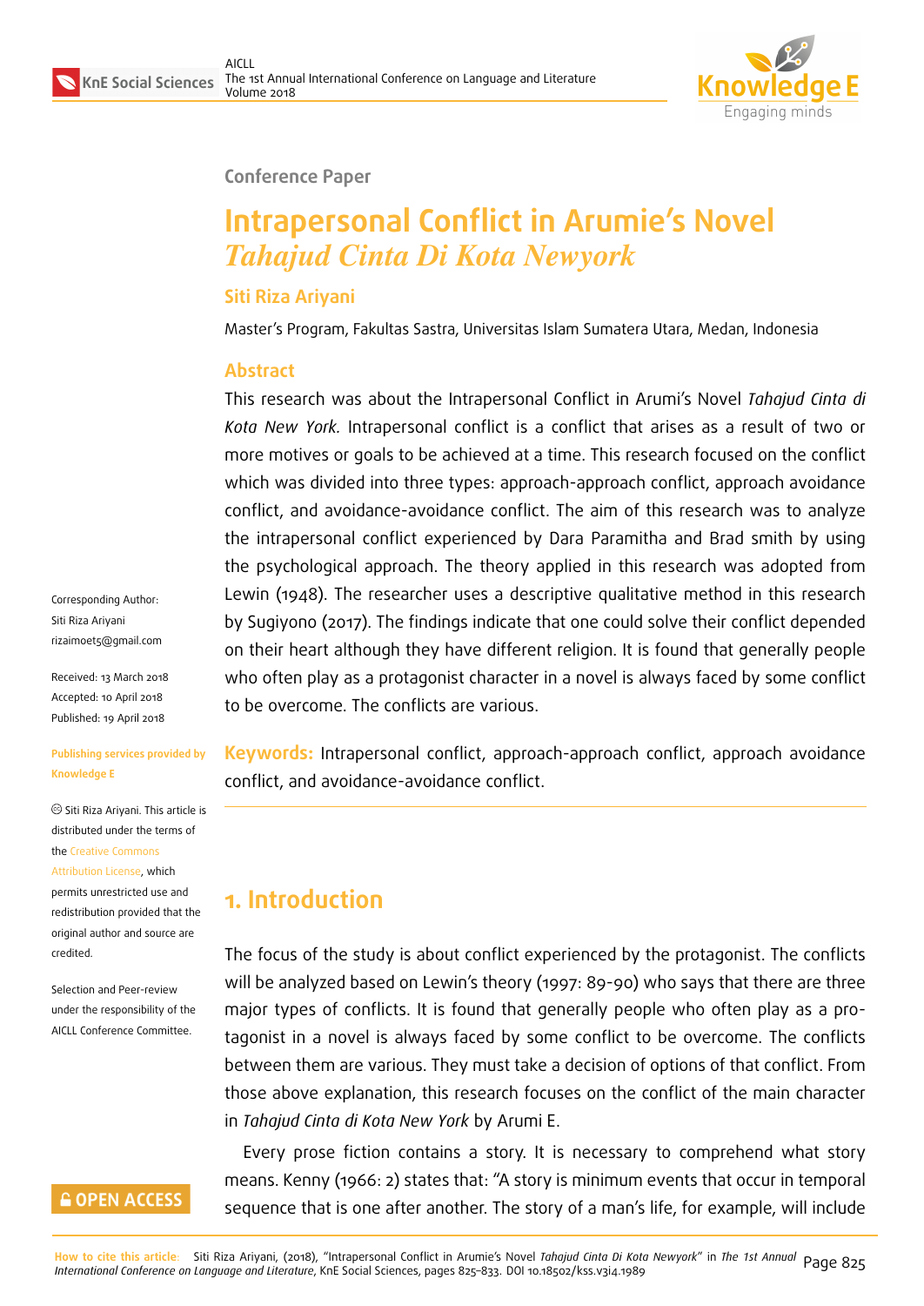Conference Paper

# Intrapersonal Conflict in Arumie's Novel *Tahajud Cinta Di Kota Newyork*

**Siti Riza Ariyani**

Master's Program, Fakultas Sastra, Universitas Islam Sumatera Utara, Medan, Indonesia

## Abstract

This research was about the Intrapersonal Conflict in Arumi's Novel *Tahajud Cinta di Kota New York.* Intrapersonal conflict is a conflict that arises as a result of two or more motives or goals to be achieved at a time. This research focused on the conflict which was divided into three types: approach-approach conflict, approach avoidance conflict, and avoidance-avoidance conflict. The aim of this research was to analyze the intrapersonal conflict experienced by Dara Paramitha and Brad smith by using the psychological approach. The theory applied in this research was adopted from Lewin (1948). The researcher uses a descriptive qualitative method in this research by Sugiyono (2017). The findings indicate that one could solve their conflict depended on their heart although they have different religion. It is found that generally people who often play as a protagonist character in a novel is always faced by some conflict to be overcome. The conflicts are various.

**Keywords:** Intrapersonal conflict, approach-approach conflict, approach avoidance conflict, and avoidance-avoidance conflict.

Corresponding Author: Siti Riza Ariyani rizaimoet5@gmail.com

Received: 13 March 2018
Accepted: 10 April 2018
Published: 19 April 2018

**Publishing services provided by Knowledge E**

© Siti Riza Ariyani. This article is distributed under the terms of the Creative Commons Attribution License, which permits unrestricted use and redistribution provided that the original author and source are credited.

Selection and Peer-review under the responsibility of the AICLL Conference Committee.

## 1. Introduction

The focus of the study is about conflict experienced by the protagonist. The conflicts will be analyzed based on Lewin's theory (1997: 89-90) who says that there are three major types of conflicts. It is found that generally people who often play as a protagonist in a novel is always faced by some conflict to be overcome. The conflicts between them are various. They must take a decision of options of that conflict. From those above explanation, this research focuses on the conflict of the main character in *Tahajud Cinta di Kota New York* by Arumi E.

Every prose fiction contains a story. It is necessary to comprehend what story means. Kenny (1966: 2) states that: "A story is minimum events that occur in temporal sequence that is one after another. The story of a man's life, for example, will include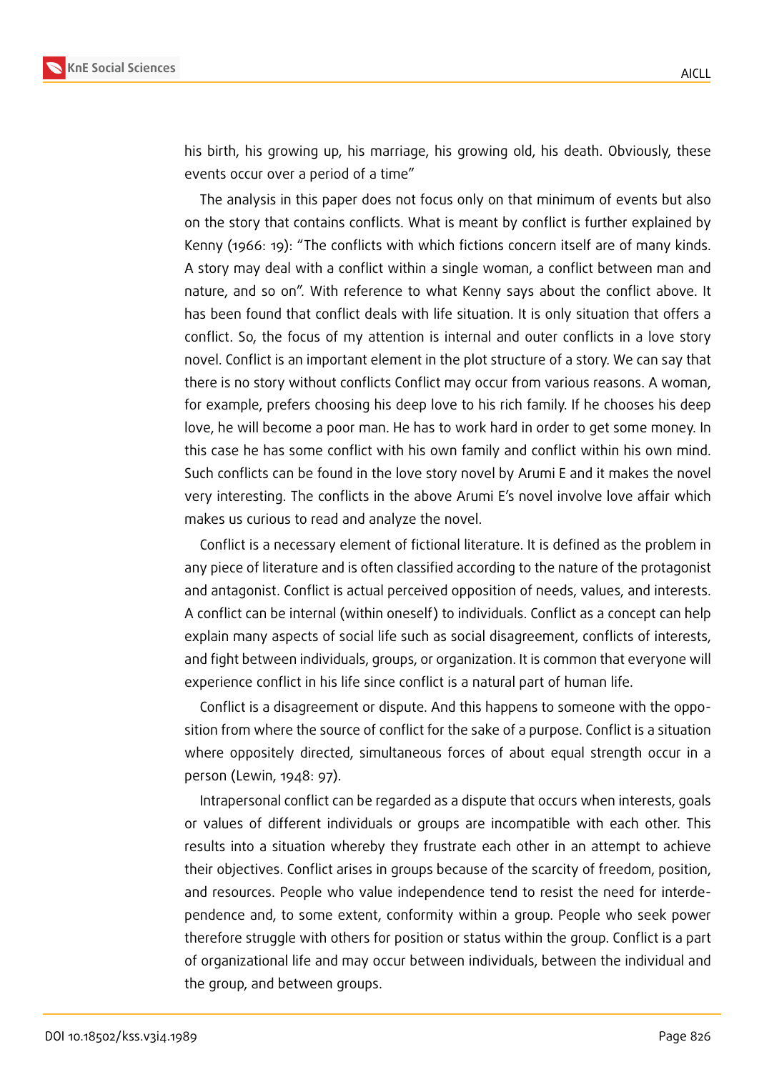his birth, his growing up, his marriage, his growing old, his death. Obviously, these events occur over a period of a time"

The analysis in this paper does not focus only on that minimum of events but also on the story that contains conflicts. What is meant by conflict is further explained by Kenny (1966: 19): "The conflicts with which fictions concern itself are of many kinds. A story may deal with a conflict within a single woman, a conflict between man and nature, and so on". With reference to what Kenny says about the conflict above. It has been found that conflict deals with life situation. It is only situation that offers a conflict. So, the focus of my attention is internal and outer conflicts in a love story novel. Conflict is an important element in the plot structure of a story. We can say that there is no story without conflicts Conflict may occur from various reasons. A woman, for example, prefers choosing his deep love to his rich family. If he chooses his deep love, he will become a poor man. He has to work hard in order to get some money. In this case he has some conflict with his own family and conflict within his own mind. Such conflicts can be found in the love story novel by Arumi E and it makes the novel very interesting. The conflicts in the above Arumi E's novel involve love affair which makes us curious to read and analyze the novel.

Conflict is a necessary element of fictional literature. It is defined as the problem in any piece of literature and is often classified according to the nature of the protagonist and antagonist. Conflict is actual perceived opposition of needs, values, and interests. A conflict can be internal (within oneself) to individuals. Conflict as a concept can help explain many aspects of social life such as social disagreement, conflicts of interests, and fight between individuals, groups, or organization. It is common that everyone will experience conflict in his life since conflict is a natural part of human life.

Conflict is a disagreement or dispute. And this happens to someone with the opposition from where the source of conflict for the sake of a purpose. Conflict is a situation where oppositely directed, simultaneous forces of about equal strength occur in a person (Lewin, 1948: 97).

Intrapersonal conflict can be regarded as a dispute that occurs when interests, goals or values of different individuals or groups are incompatible with each other. This results into a situation whereby they frustrate each other in an attempt to achieve their objectives. Conflict arises in groups because of the scarcity of freedom, position, and resources. People who value independence tend to resist the need for interdependence and, to some extent, conformity within a group. People who seek power therefore struggle with others for position or status within the group. Conflict is a part of organizational life and may occur between individuals, between the individual and the group, and between groups.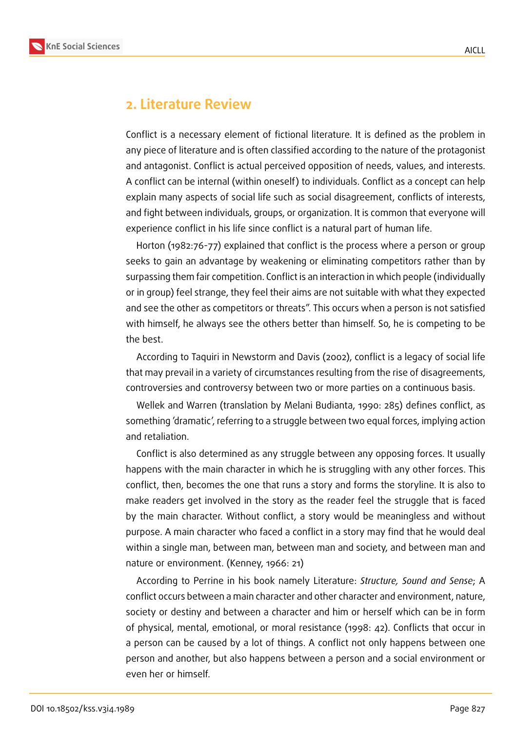## 2. Literature Review

Conflict is a necessary element of fictional literature. It is defined as the problem in any piece of literature and is often classified according to the nature of the protagonist and antagonist. Conflict is actual perceived opposition of needs, values, and interests. A conflict can be internal (within oneself) to individuals. Conflict as a concept can help explain many aspects of social life such as social disagreement, conflicts of interests, and fight between individuals, groups, or organization. It is common that everyone will experience conflict in his life since conflict is a natural part of human life.

Horton (1982:76-77) explained that conflict is the process where a person or group seeks to gain an advantage by weakening or eliminating competitors rather than by surpassing them fair competition. Conflict is an interaction in which people (individually or in group) feel strange, they feel their aims are not suitable with what they expected and see the other as competitors or threats". This occurs when a person is not satisfied with himself, he always see the others better than himself. So, he is competing to be the best.

According to Taquiri in Newstorm and Davis (2002), conflict is a legacy of social life that may prevail in a variety of circumstances resulting from the rise of disagreements, controversies and controversy between two or more parties on a continuous basis.

Wellek and Warren (translation by Melani Budianta, 1990: 285) defines conflict, as something 'dramatic', referring to a struggle between two equal forces, implying action and retaliation.

Conflict is also determined as any struggle between any opposing forces. It usually happens with the main character in which he is struggling with any other forces. This conflict, then, becomes the one that runs a story and forms the storyline. It is also to make readers get involved in the story as the reader feel the struggle that is faced by the main character. Without conflict, a story would be meaningless and without purpose. A main character who faced a conflict in a story may find that he would deal within a single man, between man, between man and society, and between man and nature or environment. (Kenney, 1966: 21)

According to Perrine in his book namely Literature: *Structure, Sound and Sense*; A conflict occurs between a main character and other character and environment, nature, society or destiny and between a character and him or herself which can be in form of physical, mental, emotional, or moral resistance (1998: 42). Conflicts that occur in a person can be caused by a lot of things. A conflict not only happens between one person and another, but also happens between a person and a social environment or even her or himself.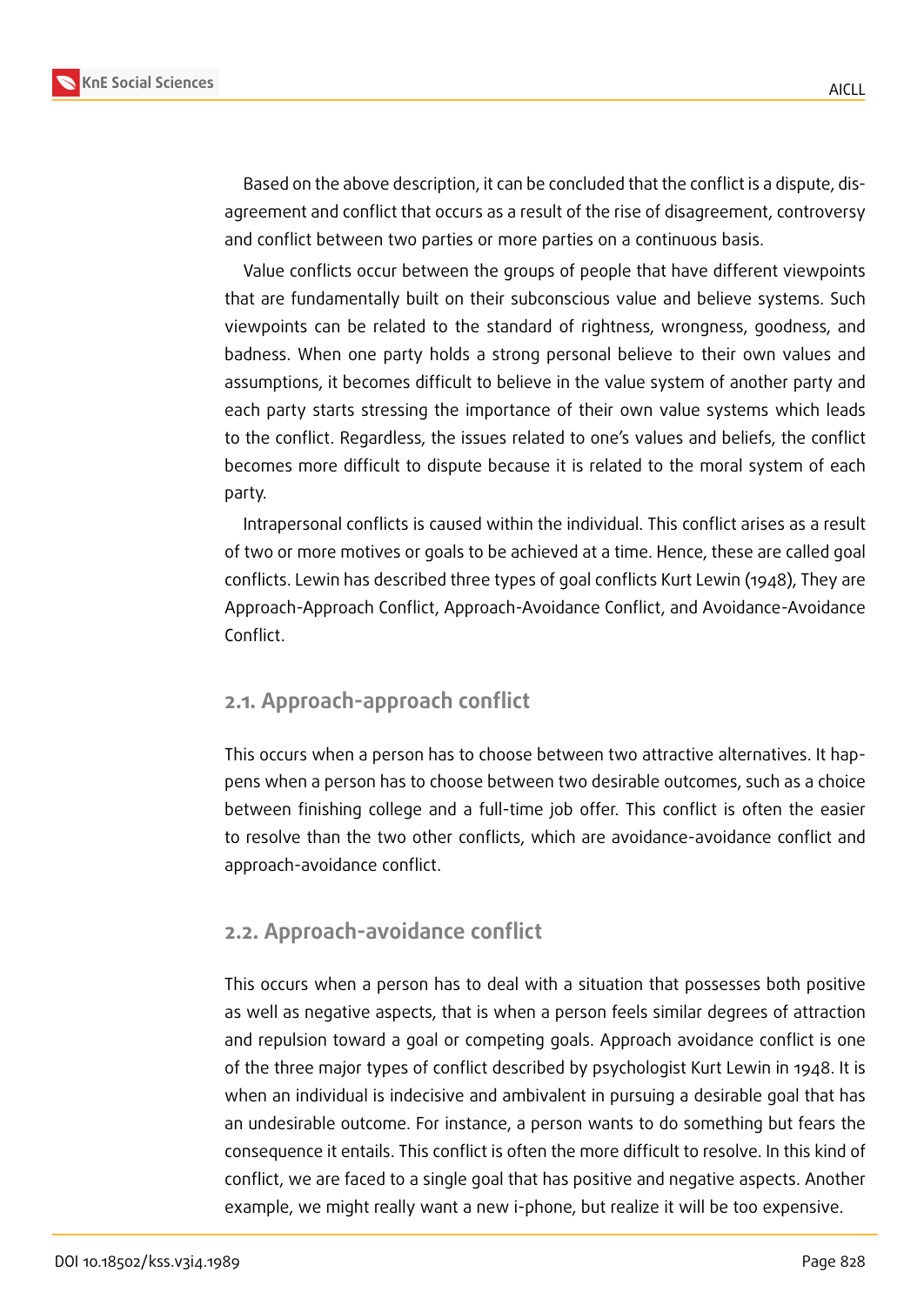Based on the above description, it can be concluded that the conflict is a dispute, disagreement and conflict that occurs as a result of the rise of disagreement, controversy and conflict between two parties or more parties on a continuous basis.

Value conflicts occur between the groups of people that have different viewpoints that are fundamentally built on their subconscious value and believe systems. Such viewpoints can be related to the standard of rightness, wrongness, goodness, and badness. When one party holds a strong personal believe to their own values and assumptions, it becomes difficult to believe in the value system of another party and each party starts stressing the importance of their own value systems which leads to the conflict. Regardless, the issues related to one's values and beliefs, the conflict becomes more difficult to dispute because it is related to the moral system of each party.

Intrapersonal conflicts is caused within the individual. This conflict arises as a result of two or more motives or goals to be achieved at a time. Hence, these are called goal conflicts. Lewin has described three types of goal conflicts Kurt Lewin (1948), They are Approach-Approach Conflict, Approach-Avoidance Conflict, and Avoidance-Avoidance Conflict.

## 2.1. Approach-approach conflict

This occurs when a person has to choose between two attractive alternatives. It happens when a person has to choose between two desirable outcomes, such as a choice between finishing college and a full-time job offer. This conflict is often the easier to resolve than the two other conflicts, which are avoidance-avoidance conflict and approach-avoidance conflict.

## 2.2. Approach-avoidance conflict

This occurs when a person has to deal with a situation that possesses both positive as well as negative aspects, that is when a person feels similar degrees of attraction and repulsion toward a goal or competing goals. Approach avoidance conflict is one of the three major types of conflict described by psychologist Kurt Lewin in 1948. It is when an individual is indecisive and ambivalent in pursuing a desirable goal that has an undesirable outcome. For instance, a person wants to do something but fears the consequence it entails. This conflict is often the more difficult to resolve. In this kind of conflict, we are faced to a single goal that has positive and negative aspects. Another example, we might really want a new i-phone, but realize it will be too expensive.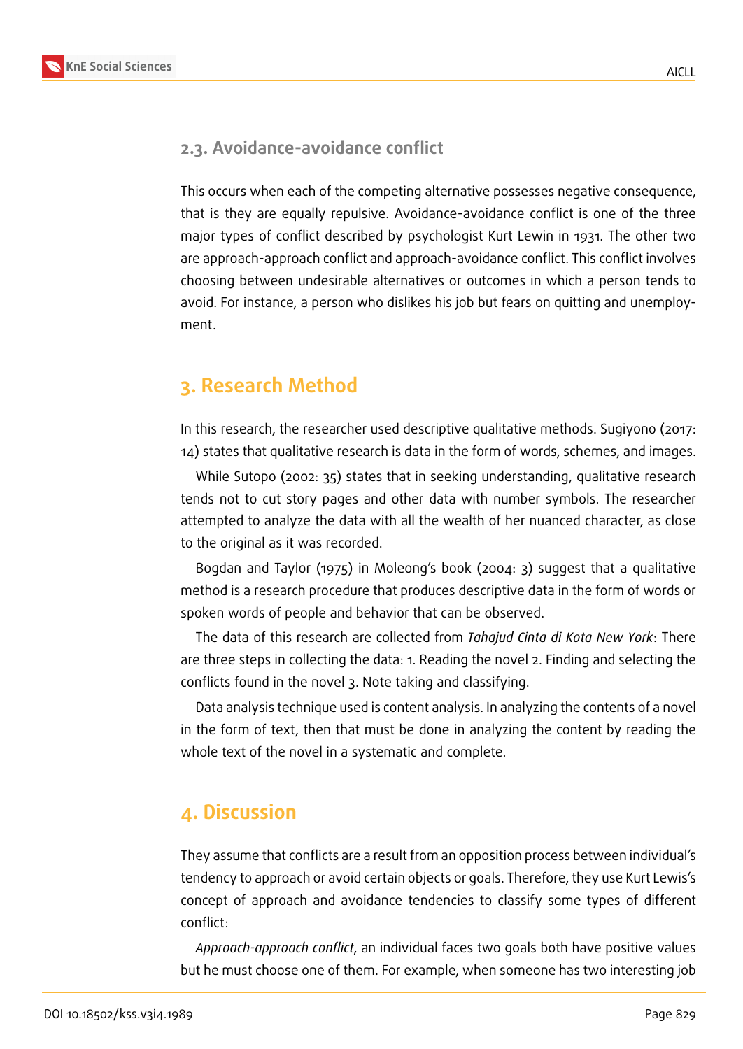### 2.3. Avoidance-avoidance conflict

This occurs when each of the competing alternative possesses negative consequence, that is they are equally repulsive. Avoidance-avoidance conflict is one of the three major types of conflict described by psychologist Kurt Lewin in 1931. The other two are approach-approach conflict and approach-avoidance conflict. This conflict involves choosing between undesirable alternatives or outcomes in which a person tends to avoid. For instance, a person who dislikes his job but fears on quitting and unemployment.

## 3. Research Method

In this research, the researcher used descriptive qualitative methods. Sugiyono (2017: 14) states that qualitative research is data in the form of words, schemes, and images.

While Sutopo (2002: 35) states that in seeking understanding, qualitative research tends not to cut story pages and other data with number symbols. The researcher attempted to analyze the data with all the wealth of her nuanced character, as close to the original as it was recorded.

Bogdan and Taylor (1975) in Moleong's book (2004: 3) suggest that a qualitative method is a research procedure that produces descriptive data in the form of words or spoken words of people and behavior that can be observed.

The data of this research are collected from *Tahajud Cinta di Kota New York*: There are three steps in collecting the data: 1. Reading the novel 2. Finding and selecting the conflicts found in the novel 3. Note taking and classifying.

Data analysis technique used is content analysis. In analyzing the contents of a novel in the form of text, then that must be done in analyzing the content by reading the whole text of the novel in a systematic and complete.

## 4. Discussion

They assume that conflicts are a result from an opposition process between individual's tendency to approach or avoid certain objects or goals. Therefore, they use Kurt Lewis's concept of approach and avoidance tendencies to classify some types of different conflict:

*Approach-approach conflict*, an individual faces two goals both have positive values but he must choose one of them. For example, when someone has two interesting job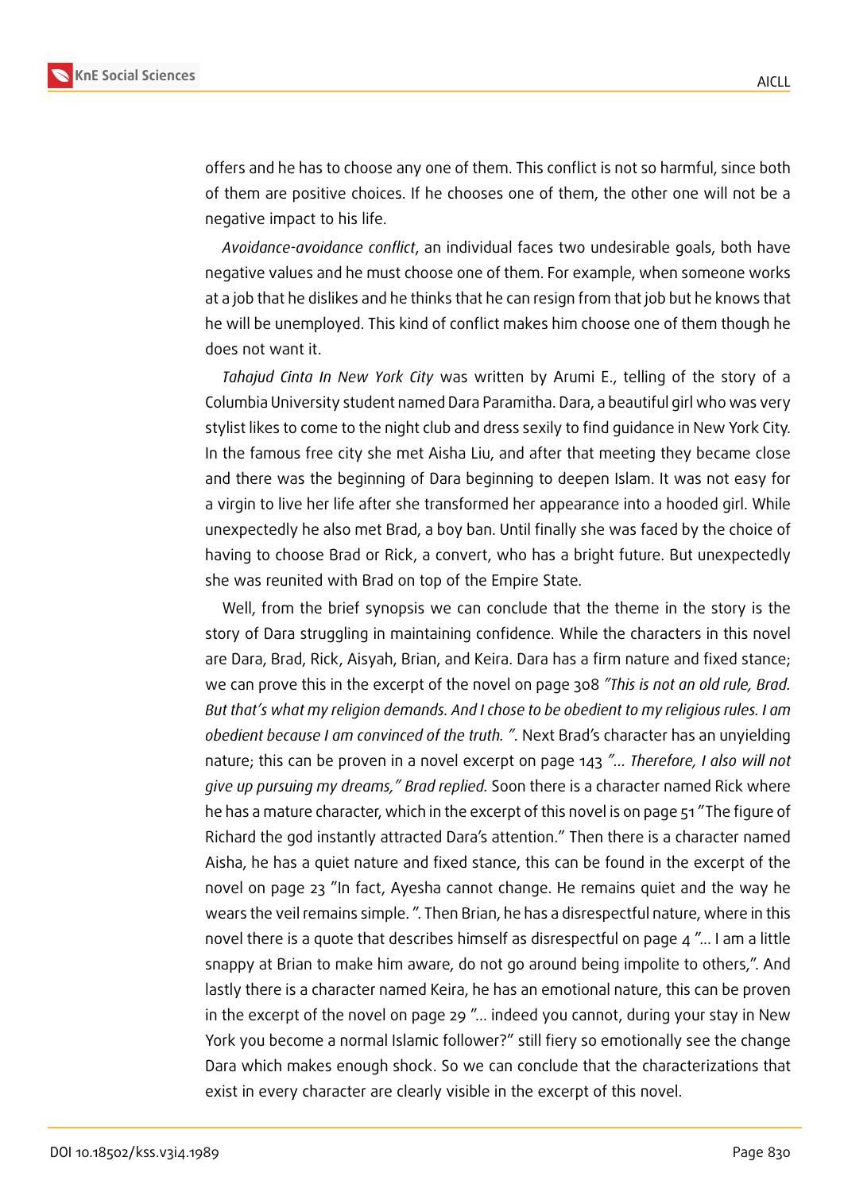offers and he has to choose any one of them. This conflict is not so harmful, since both of them are positive choices. If he chooses one of them, the other one will not be a negative impact to his life.

*Avoidance-avoidance conflict*, an individual faces two undesirable goals, both have negative values and he must choose one of them. For example, when someone works at a job that he dislikes and he thinks that he can resign from that job but he knows that he will be unemployed. This kind of conflict makes him choose one of them though he does not want it.

*Tahajud Cinta In New York City* was written by Arumi E., telling of the story of a Columbia University student named Dara Paramitha. Dara, a beautiful girl who was very stylist likes to come to the night club and dress sexily to find guidance in New York City. In the famous free city she met Aisha Liu, and after that meeting they became close and there was the beginning of Dara beginning to deepen Islam. It was not easy for a virgin to live her life after she transformed her appearance into a hooded girl. While unexpectedly he also met Brad, a boy ban. Until finally she was faced by the choice of having to choose Brad or Rick, a convert, who has a bright future. But unexpectedly she was reunited with Brad on top of the Empire State.

Well, from the brief synopsis we can conclude that the theme in the story is the story of Dara struggling in maintaining confidence. While the characters in this novel are Dara, Brad, Rick, Aisyah, Brian, and Keira. Dara has a firm nature and fixed stance; we can prove this in the excerpt of the novel on page 308 *"This is not an old rule, Brad. But that's what my religion demands. And I chose to be obedient to my religious rules. I am obedient because I am convinced of the truth. "*. Next Brad's character has an unyielding nature; this can be proven in a novel excerpt on page 143 *"... Therefore, I also will not give up pursuing my dreams," Brad replied.* Soon there is a character named Rick where he has a mature character, which in the excerpt of this novel is on page 51 "The figure of Richard the god instantly attracted Dara's attention." Then there is a character named Aisha, he has a quiet nature and fixed stance, this can be found in the excerpt of the novel on page 23 "In fact, Ayesha cannot change. He remains quiet and the way he wears the veil remains simple. ". Then Brian, he has a disrespectful nature, where in this novel there is a quote that describes himself as disrespectful on page 4 "... I am a little snappy at Brian to make him aware, do not go around being impolite to others,". And lastly there is a character named Keira, he has an emotional nature, this can be proven in the excerpt of the novel on page 29 "... indeed you cannot, during your stay in New York you become a normal Islamic follower?" still fiery so emotionally see the change Dara which makes enough shock. So we can conclude that the characterizations that exist in every character are clearly visible in the excerpt of this novel.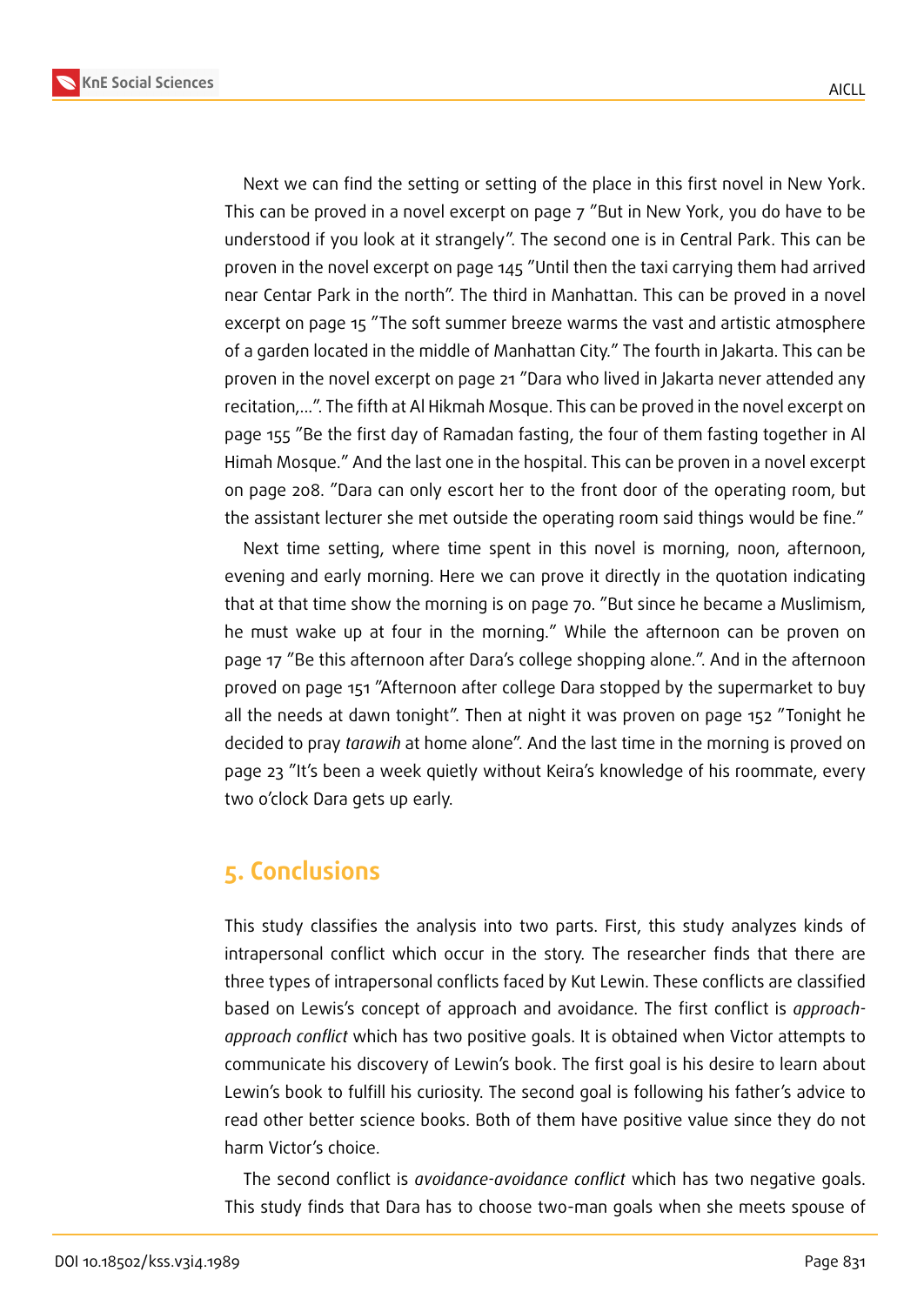Next we can find the setting or setting of the place in this first novel in New York. This can be proved in a novel excerpt on page 7 "But in New York, you do have to be understood if you look at it strangely". The second one is in Central Park. This can be proven in the novel excerpt on page 145 "Until then the taxi carrying them had arrived near Centar Park in the north". The third in Manhattan. This can be proved in a novel excerpt on page 15 "The soft summer breeze warms the vast and artistic atmosphere of a garden located in the middle of Manhattan City." The fourth in Jakarta. This can be proven in the novel excerpt on page 21 "Dara who lived in Jakarta never attended any recitation,...". The fifth at Al Hikmah Mosque. This can be proved in the novel excerpt on page 155 "Be the first day of Ramadan fasting, the four of them fasting together in Al Himah Mosque." And the last one in the hospital. This can be proven in a novel excerpt on page 208. "Dara can only escort her to the front door of the operating room, but the assistant lecturer she met outside the operating room said things would be fine."

Next time setting, where time spent in this novel is morning, noon, afternoon, evening and early morning. Here we can prove it directly in the quotation indicating that at that time show the morning is on page 70. "But since he became a Muslimism, he must wake up at four in the morning." While the afternoon can be proven on page 17 "Be this afternoon after Dara's college shopping alone.". And in the afternoon proved on page 151 "Afternoon after college Dara stopped by the supermarket to buy all the needs at dawn tonight". Then at night it was proven on page 152 "Tonight he decided to pray *tarawih* at home alone". And the last time in the morning is proved on page 23 "It's been a week quietly without Keira's knowledge of his roommate, every two o'clock Dara gets up early.

## 5. Conclusions

This study classifies the analysis into two parts. First, this study analyzes kinds of intrapersonal conflict which occur in the story. The researcher finds that there are three types of intrapersonal conflicts faced by Kut Lewin. These conflicts are classified based on Lewis's concept of approach and avoidance. The first conflict is *approach-approach conflict* which has two positive goals. It is obtained when Victor attempts to communicate his discovery of Lewin's book. The first goal is his desire to learn about Lewin's book to fulfill his curiosity. The second goal is following his father's advice to read other better science books. Both of them have positive value since they do not harm Victor's choice.

The second conflict is *avoidance-avoidance conflict* which has two negative goals. This study finds that Dara has to choose two-man goals when she meets spouse of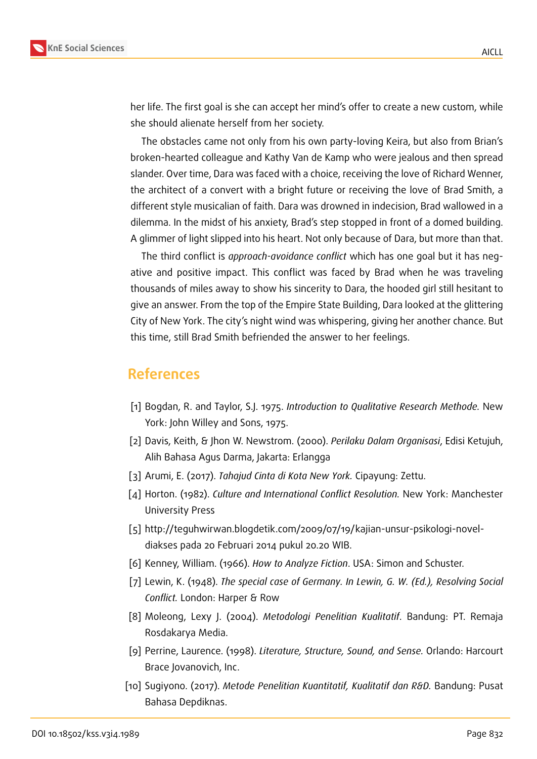her life. The first goal is she can accept her mind's offer to create a new custom, while she should alienate herself from her society.

The obstacles came not only from his own party-loving Keira, but also from Brian's broken-hearted colleague and Kathy Van de Kamp who were jealous and then spread slander. Over time, Dara was faced with a choice, receiving the love of Richard Wenner, the architect of a convert with a bright future or receiving the love of Brad Smith, a different style musicalian of faith. Dara was drowned in indecision, Brad wallowed in a dilemma. In the midst of his anxiety, Brad's step stopped in front of a domed building. A glimmer of light slipped into his heart. Not only because of Dara, but more than that.

The third conflict is *approach-avoidance conflict* which has one goal but it has negative and positive impact. This conflict was faced by Brad when he was traveling thousands of miles away to show his sincerity to Dara, the hooded girl still hesitant to give an answer. From the top of the Empire State Building, Dara looked at the glittering City of New York. The city's night wind was whispering, giving her another chance. But this time, still Brad Smith befriended the answer to her feelings.

## References

[1] Bogdan, R. and Taylor, S.J. 1975. *Introduction to Qualitative Research Methode.* New York: John Willey and Sons, 1975.

[2] Davis, Keith, & Jhon W. Newstrom. (2000). *Perilaku Dalam Organisasi*, Edisi Ketujuh, Alih Bahasa Agus Darma, Jakarta: Erlangga

[3] Arumi, E. (2017). *Tahajud Cinta di Kota New York.* Cipayung: Zettu.

[4] Horton. (1982). *Culture and International Conflict Resolution.* New York: Manchester University Press

[5] http://teguhwirwan.blogdetik.com/2009/07/19/kajian-unsur-psikologi-novel- diakses pada 20 Februari 2014 pukul 20.20 WIB.

[6] Kenney, William. (1966). *How to Analyze Fiction*. USA: Simon and Schuster.

[7] Lewin, K. (1948). *The special case of Germany. In Lewin, G. W. (Ed.), Resolving Social Conflict.* London: Harper & Row

[8] Moleong, Lexy J. (2004). *Metodologi Penelitian Kualitatif*. Bandung: PT. Remaja Rosdakarya Media.

[9] Perrine, Laurence. (1998). *Literature, Structure, Sound, and Sense.* Orlando: Harcourt Brace Jovanovich, Inc.

[10] Sugiyono. (2017). *Metode Penelitian Kuantitatif, Kualitatif dan R&D.* Bandung: Pusat Bahasa Depdiknas.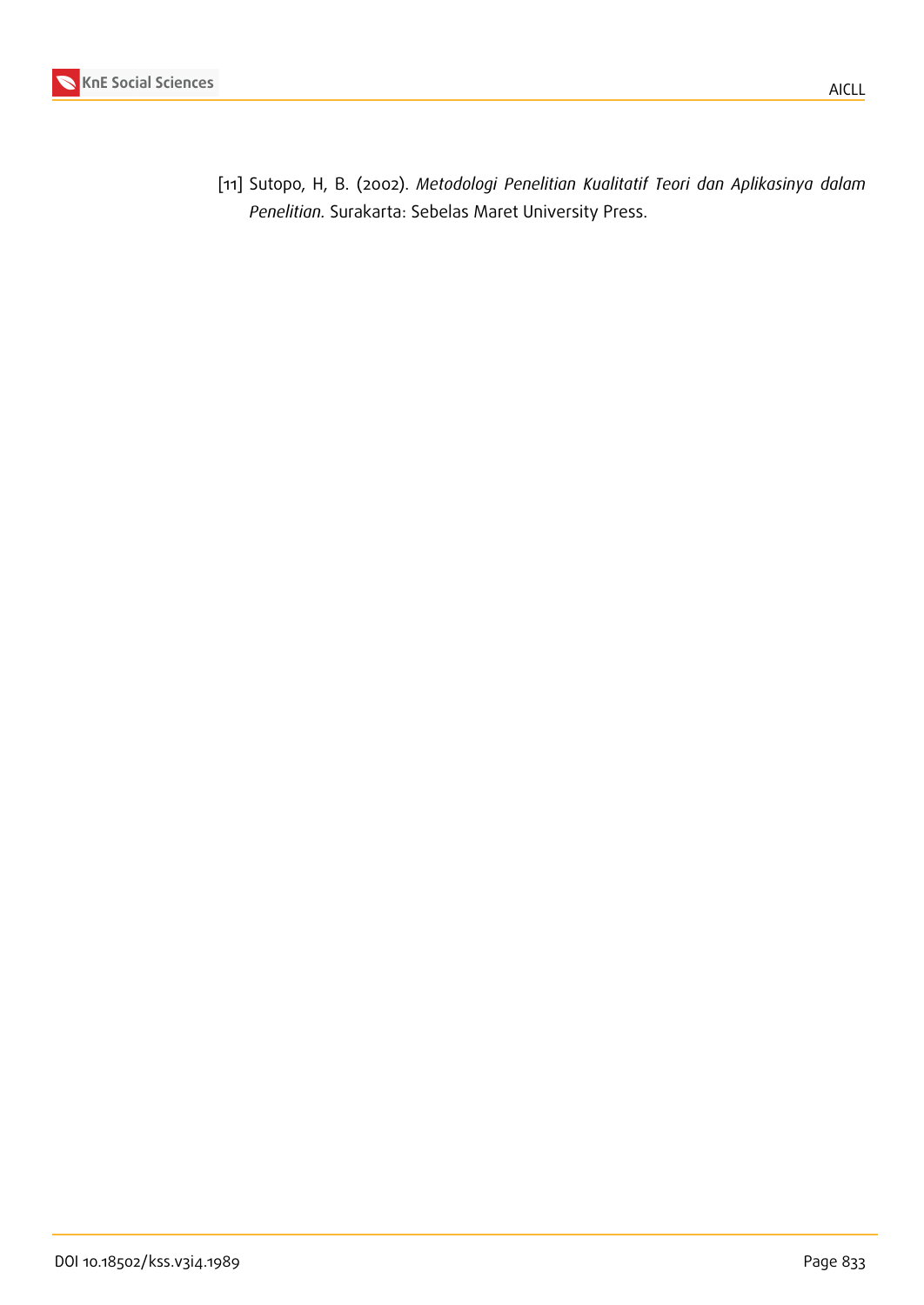[11] Sutopo, H, B. (2002). *Metodologi Penelitian Kualitatif Teori dan Aplikasinya dalam Penelitian.* Surakarta: Sebelas Maret University Press.